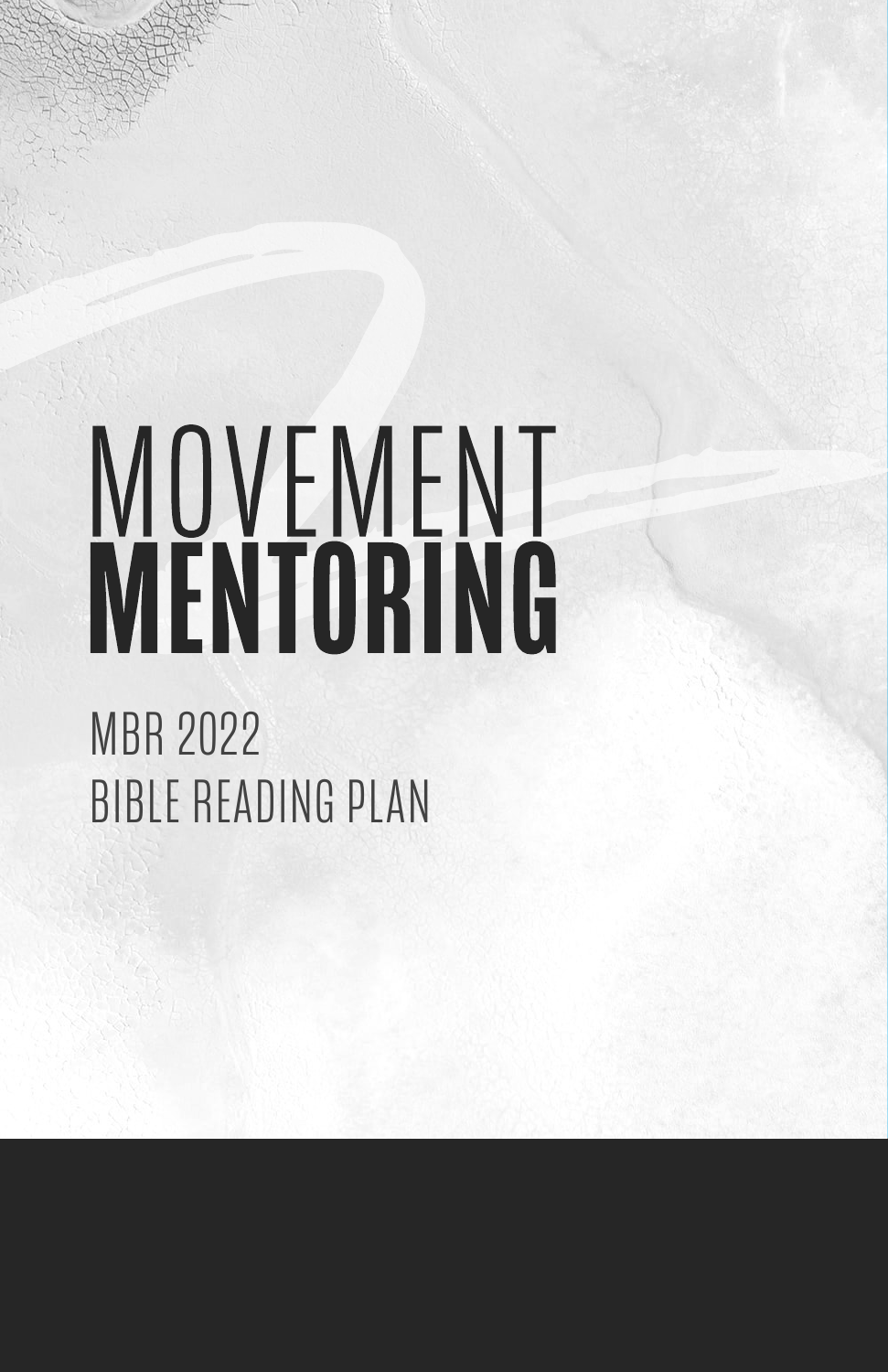# MOVEMENT **MENTORING**

MBR 2022

BIBLE READING PLAN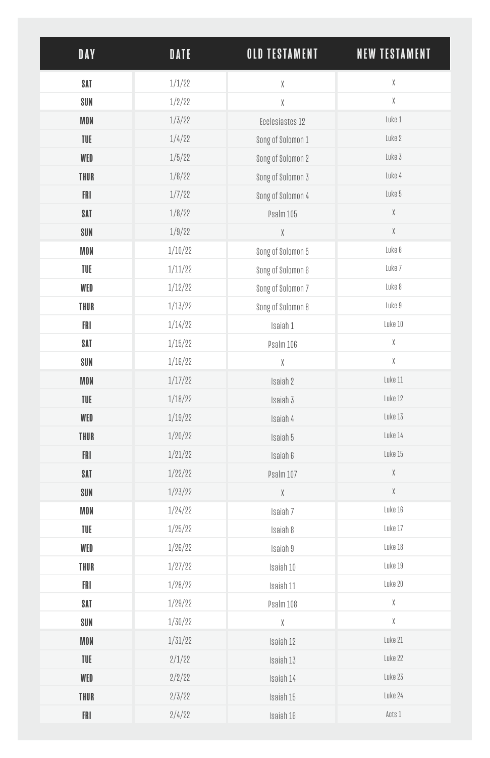| DAY | DATE | OLD TESTAMENT | NEW TESTAMENT |
|---|---|---|---|
| SAT | 1/1/22 | X | X |
| SUN | 1/2/22 | X | X |
| MON | 1/3/22 | Ecclesiastes 12 | Luke 1 |
| TUE | 1/4/22 | Song of Solomon 1 | Luke 2 |
| WED | 1/5/22 | Song of Solomon 2 | Luke 3 |
| THUR | 1/6/22 | Song of Solomon 3 | Luke 4 |
| FRI | 1/7/22 | Song of Solomon 4 | Luke 5 |
| SAT | 1/8/22 | Psalm 105 | X |
| SUN | 1/9/22 | X | X |
| MON | 1/10/22 | Song of Solomon 5 | Luke 6 |
| TUE | 1/11/22 | Song of Solomon 6 | Luke 7 |
| WED | 1/12/22 | Song of Solomon 7 | Luke 8 |
| THUR | 1/13/22 | Song of Solomon 8 | Luke 9 |
| FRI | 1/14/22 | Isaiah 1 | Luke 10 |
| SAT | 1/15/22 | Psalm 106 | X |
| SUN | 1/16/22 | X | X |
| MON | 1/17/22 | Isaiah 2 | Luke 11 |
| TUE | 1/18/22 | Isaiah 3 | Luke 12 |
| WED | 1/19/22 | Isaiah 4 | Luke 13 |
| THUR | 1/20/22 | Isaiah 5 | Luke 14 |
| FRI | 1/21/22 | Isaiah 6 | Luke 15 |
| SAT | 1/22/22 | Psalm 107 | X |
| SUN | 1/23/22 | X | X |
| MON | 1/24/22 | Isaiah 7 | Luke 16 |
| TUE | 1/25/22 | Isaiah 8 | Luke 17 |
| WED | 1/26/22 | Isaiah 9 | Luke 18 |
| THUR | 1/27/22 | Isaiah 10 | Luke 19 |
| FRI | 1/28/22 | Isaiah 11 | Luke 20 |
| SAT | 1/29/22 | Psalm 108 | X |
| SUN | 1/30/22 | X | X |
| MON | 1/31/22 | Isaiah 12 | Luke 21 |
| TUE | 2/1/22 | Isaiah 13 | Luke 22 |
| WED | 2/2/22 | Isaiah 14 | Luke 23 |
| THUR | 2/3/22 | Isaiah 15 | Luke 24 |
| FRI | 2/4/22 | Isaiah 16 | Acts 1 |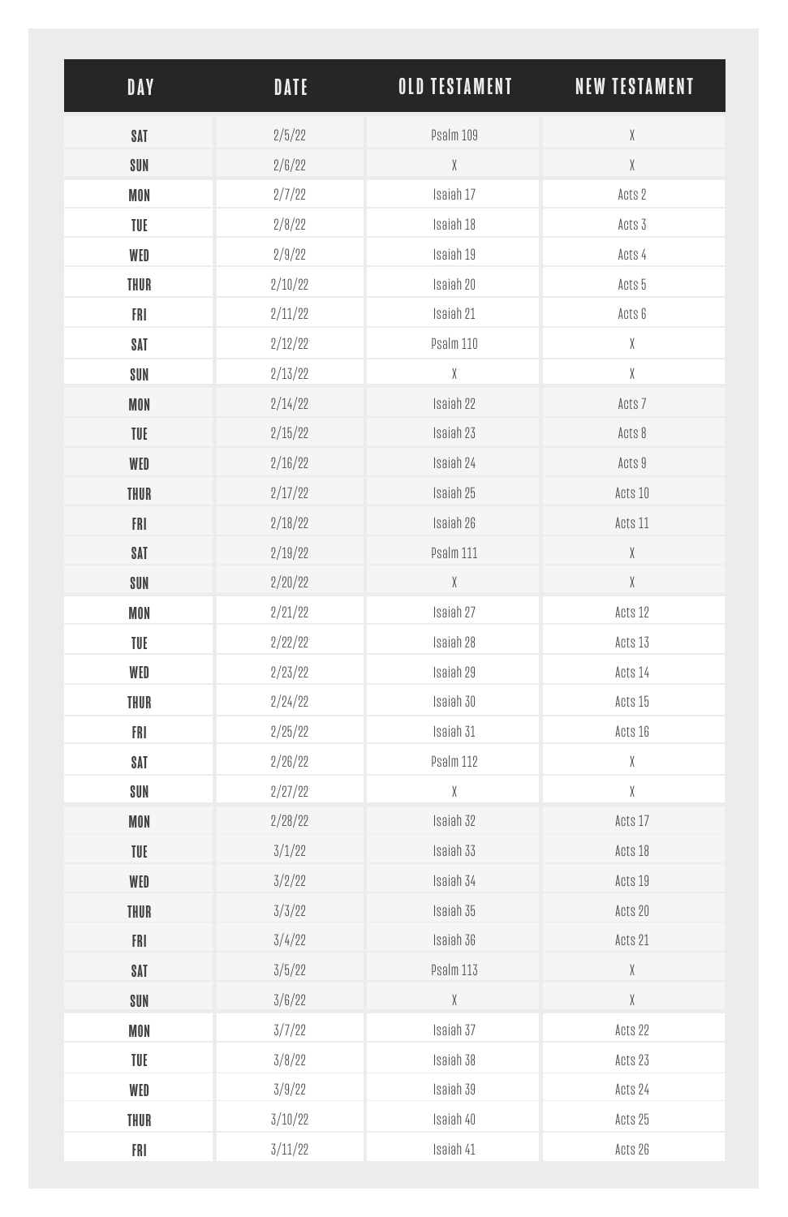| DAY | DATE | OLD TESTAMENT | NEW TESTAMENT |
| --- | --- | --- | --- |
| SAT | 2/5/22 | Psalm 109 | X |
| SUN | 2/6/22 | X | X |
| MON | 2/7/22 | Isaiah 17 | Acts 2 |
| TUE | 2/8/22 | Isaiah 18 | Acts 3 |
| WED | 2/9/22 | Isaiah 19 | Acts 4 |
| THUR | 2/10/22 | Isaiah 20 | Acts 5 |
| FRI | 2/11/22 | Isaiah 21 | Acts 6 |
| SAT | 2/12/22 | Psalm 110 | X |
| SUN | 2/13/22 | X | X |
| MON | 2/14/22 | Isaiah 22 | Acts 7 |
| TUE | 2/15/22 | Isaiah 23 | Acts 8 |
| WED | 2/16/22 | Isaiah 24 | Acts 9 |
| THUR | 2/17/22 | Isaiah 25 | Acts 10 |
| FRI | 2/18/22 | Isaiah 26 | Acts 11 |
| SAT | 2/19/22 | Psalm 111 | X |
| SUN | 2/20/22 | X | X |
| MON | 2/21/22 | Isaiah 27 | Acts 12 |
| TUE | 2/22/22 | Isaiah 28 | Acts 13 |
| WED | 2/23/22 | Isaiah 29 | Acts 14 |
| THUR | 2/24/22 | Isaiah 30 | Acts 15 |
| FRI | 2/25/22 | Isaiah 31 | Acts 16 |
| SAT | 2/26/22 | Psalm 112 | X |
| SUN | 2/27/22 | X | X |
| MON | 2/28/22 | Isaiah 32 | Acts 17 |
| TUE | 3/1/22 | Isaiah 33 | Acts 18 |
| WED | 3/2/22 | Isaiah 34 | Acts 19 |
| THUR | 3/3/22 | Isaiah 35 | Acts 20 |
| FRI | 3/4/22 | Isaiah 36 | Acts 21 |
| SAT | 3/5/22 | Psalm 113 | X |
| SUN | 3/6/22 | X | X |
| MON | 3/7/22 | Isaiah 37 | Acts 22 |
| TUE | 3/8/22 | Isaiah 38 | Acts 23 |
| WED | 3/9/22 | Isaiah 39 | Acts 24 |
| THUR | 3/10/22 | Isaiah 40 | Acts 25 |
| FRI | 3/11/22 | Isaiah 41 | Acts 26 |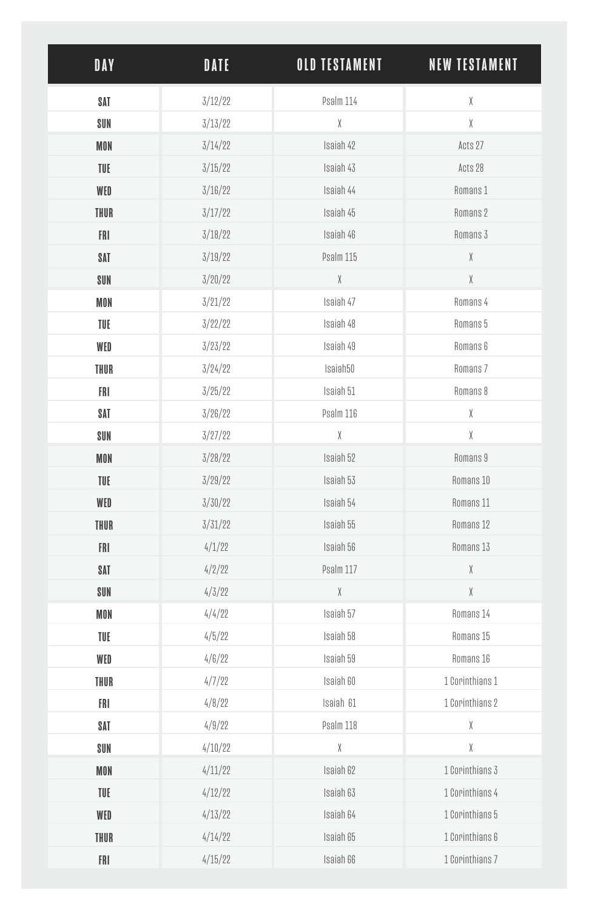| DAY | DATE | OLD TESTAMENT | NEW TESTAMENT |
| --- | --- | --- | --- |
| SAT | 3/12/22 | Psalm 114 | X |
| SUN | 3/13/22 | X | X |
| MON | 3/14/22 | Isaiah 42 | Acts 27 |
| TUE | 3/15/22 | Isaiah 43 | Acts 28 |
| WED | 3/16/22 | Isaiah 44 | Romans 1 |
| THUR | 3/17/22 | Isaiah 45 | Romans 2 |
| FRI | 3/18/22 | Isaiah 46 | Romans 3 |
| SAT | 3/19/22 | Psalm 115 | X |
| SUN | 3/20/22 | X | X |
| MON | 3/21/22 | Isaiah 47 | Romans 4 |
| TUE | 3/22/22 | Isaiah 48 | Romans 5 |
| WED | 3/23/22 | Isaiah 49 | Romans 6 |
| THUR | 3/24/22 | Isaiah50 | Romans 7 |
| FRI | 3/25/22 | Isaiah 51 | Romans 8 |
| SAT | 3/26/22 | Psalm 116 | X |
| SUN | 3/27/22 | X | X |
| MON | 3/28/22 | Isaiah 52 | Romans 9 |
| TUE | 3/29/22 | Isaiah 53 | Romans 10 |
| WED | 3/30/22 | Isaiah 54 | Romans 11 |
| THUR | 3/31/22 | Isaiah 55 | Romans 12 |
| FRI | 4/1/22 | Isaiah 56 | Romans 13 |
| SAT | 4/2/22 | Psalm 117 | X |
| SUN | 4/3/22 | X | X |
| MON | 4/4/22 | Isaiah 57 | Romans 14 |
| TUE | 4/5/22 | Isaiah 58 | Romans 15 |
| WED | 4/6/22 | Isaiah 59 | Romans 16 |
| THUR | 4/7/22 | Isaiah 60 | 1 Corinthians 1 |
| FRI | 4/8/22 | Isaiah 61 | 1 Corinthians 2 |
| SAT | 4/9/22 | Psalm 118 | X |
| SUN | 4/10/22 | X | X |
| MON | 4/11/22 | Isaiah 62 | 1 Corinthians 3 |
| TUE | 4/12/22 | Isaiah 63 | 1 Corinthians 4 |
| WED | 4/13/22 | Isaiah 64 | 1 Corinthians 5 |
| THUR | 4/14/22 | Isaiah 65 | 1 Corinthians 6 |
| FRI | 4/15/22 | Isaiah 66 | 1 Corinthians 7 |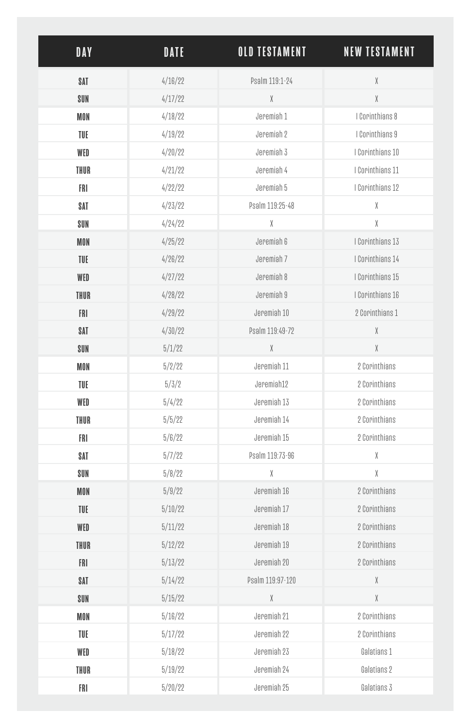| DAY | DATE | OLD TESTAMENT | NEW TESTAMENT |
|---|---|---|---|
| SAT | 4/16/22 | Psalm 119:1-24 | X |
| SUN | 4/17/22 | X | X |
| MON | 4/18/22 | Jeremiah 1 | I Corinthians 8 |
| TUE | 4/19/22 | Jeremiah 2 | I Corinthians 9 |
| WED | 4/20/22 | Jeremiah 3 | I Corinthians 10 |
| THUR | 4/21/22 | Jeremiah 4 | I Corinthians 11 |
| FRI | 4/22/22 | Jeremiah 5 | I Corinthians 12 |
| SAT | 4/23/22 | Psalm 119:25-48 | X |
| SUN | 4/24/22 | X | X |
| MON | 4/25/22 | Jeremiah 6 | I Corinthians 13 |
| TUE | 4/26/22 | Jeremiah 7 | I Corinthians 14 |
| WED | 4/27/22 | Jeremiah 8 | I Corinthians 15 |
| THUR | 4/28/22 | Jeremiah 9 | I Corinthians 16 |
| FRI | 4/29/22 | Jeremiah 10 | 2 Corinthians 1 |
| SAT | 4/30/22 | Psalm 119:49-72 | X |
| SUN | 5/1/22 | X | X |
| MON | 5/2/22 | Jeremiah 11 | 2 Corinthians |
| TUE | 5/3/2 | Jeremiah12 | 2 Corinthians |
| WED | 5/4/22 | Jeremiah 13 | 2 Corinthians |
| THUR | 5/5/22 | Jeremiah 14 | 2 Corinthians |
| FRI | 5/6/22 | Jeremiah 15 | 2 Corinthians |
| SAT | 5/7/22 | Psalm 119:73-96 | X |
| SUN | 5/8/22 | X | X |
| MON | 5/9/22 | Jeremiah 16 | 2 Corinthians |
| TUE | 5/10/22 | Jeremiah 17 | 2 Corinthians |
| WED | 5/11/22 | Jeremiah 18 | 2 Corinthians |
| THUR | 5/12/22 | Jeremiah 19 | 2 Corinthians |
| FRI | 5/13/22 | Jeremiah 20 | 2 Corinthians |
| SAT | 5/14/22 | Psalm 119:97-120 | X |
| SUN | 5/15/22 | X | X |
| MON | 5/16/22 | Jeremiah 21 | 2 Corinthians |
| TUE | 5/17/22 | Jeremiah 22 | 2 Corinthians |
| WED | 5/18/22 | Jeremiah 23 | Galatians 1 |
| THUR | 5/19/22 | Jeremiah 24 | Galatians 2 |
| FRI | 5/20/22 | Jeremiah 25 | Galatians 3 |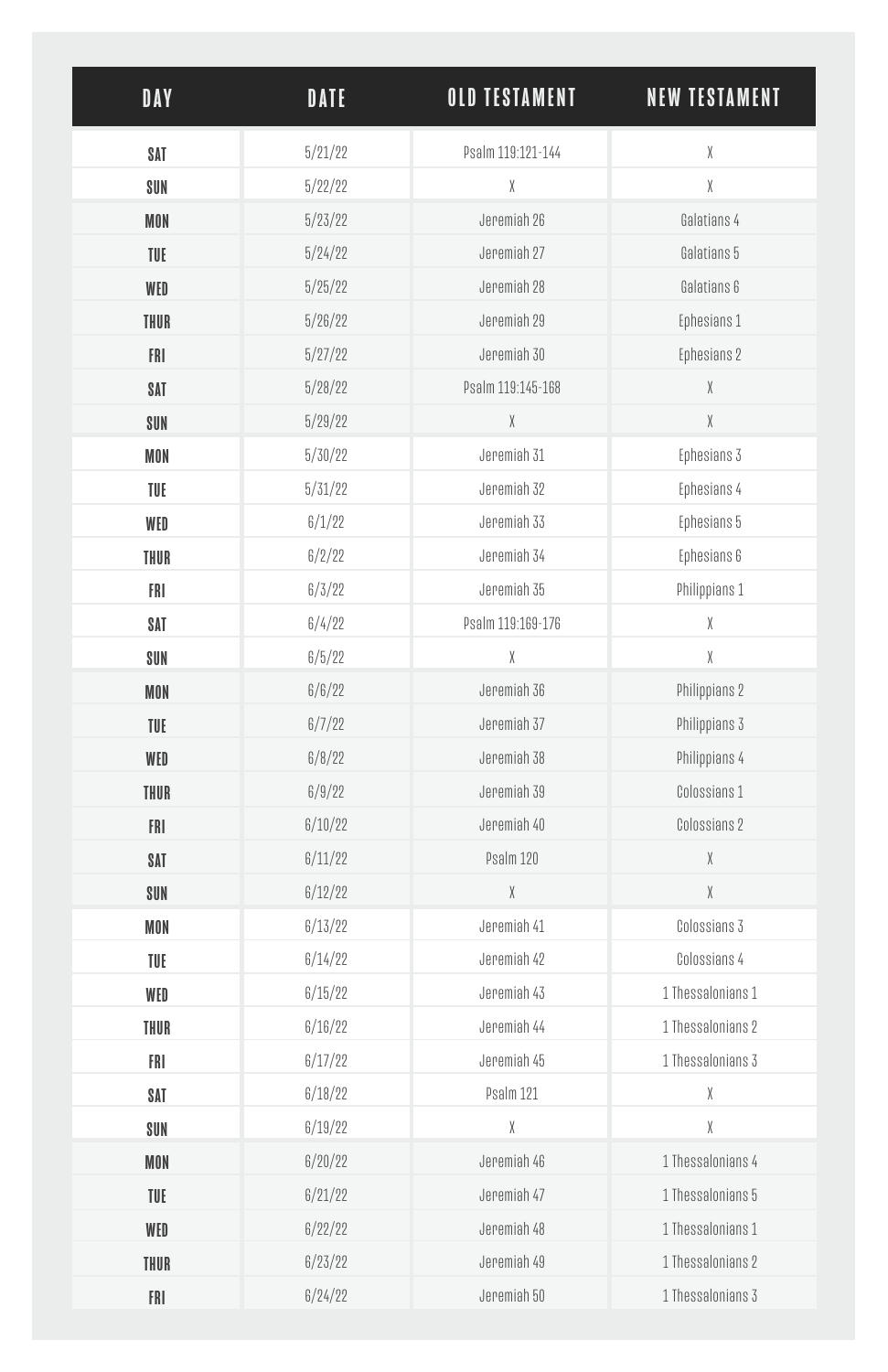| DAY | DATE | OLD TESTAMENT | NEW TESTAMENT |
|---|---|---|---|
| SAT | 5/21/22 | Psalm 119:121-144 | X |
| SUN | 5/22/22 | X | X |
| MON | 5/23/22 | Jeremiah 26 | Galatians 4 |
| TUE | 5/24/22 | Jeremiah 27 | Galatians 5 |
| WED | 5/25/22 | Jeremiah 28 | Galatians 6 |
| THUR | 5/26/22 | Jeremiah 29 | Ephesians 1 |
| FRI | 5/27/22 | Jeremiah 30 | Ephesians 2 |
| SAT | 5/28/22 | Psalm 119:145-168 | X |
| SUN | 5/29/22 | X | X |
| MON | 5/30/22 | Jeremiah 31 | Ephesians 3 |
| TUE | 5/31/22 | Jeremiah 32 | Ephesians 4 |
| WED | 6/1/22 | Jeremiah 33 | Ephesians 5 |
| THUR | 6/2/22 | Jeremiah 34 | Ephesians 6 |
| FRI | 6/3/22 | Jeremiah 35 | Philippians 1 |
| SAT | 6/4/22 | Psalm 119:169-176 | X |
| SUN | 6/5/22 | X | X |
| MON | 6/6/22 | Jeremiah 36 | Philippians 2 |
| TUE | 6/7/22 | Jeremiah 37 | Philippians 3 |
| WED | 6/8/22 | Jeremiah 38 | Philippians 4 |
| THUR | 6/9/22 | Jeremiah 39 | Colossians 1 |
| FRI | 6/10/22 | Jeremiah 40 | Colossians 2 |
| SAT | 6/11/22 | Psalm 120 | X |
| SUN | 6/12/22 | X | X |
| MON | 6/13/22 | Jeremiah 41 | Colossians 3 |
| TUE | 6/14/22 | Jeremiah 42 | Colossians 4 |
| WED | 6/15/22 | Jeremiah 43 | 1 Thessalonians 1 |
| THUR | 6/16/22 | Jeremiah 44 | 1 Thessalonians 2 |
| FRI | 6/17/22 | Jeremiah 45 | 1 Thessalonians 3 |
| SAT | 6/18/22 | Psalm 121 | X |
| SUN | 6/19/22 | X | X |
| MON | 6/20/22 | Jeremiah 46 | 1 Thessalonians 4 |
| TUE | 6/21/22 | Jeremiah 47 | 1 Thessalonians 5 |
| WED | 6/22/22 | Jeremiah 48 | 1 Thessalonians 1 |
| THUR | 6/23/22 | Jeremiah 49 | 1 Thessalonians 2 |
| FRI | 6/24/22 | Jeremiah 50 | 1 Thessalonians 3 |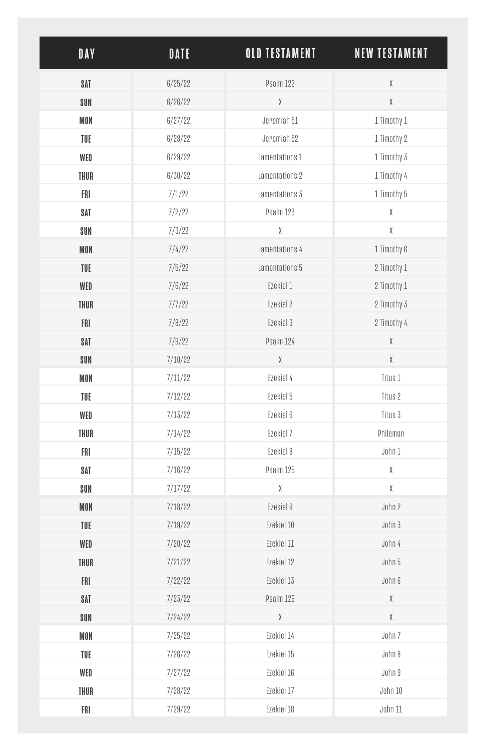| DAY | DATE | OLD TESTAMENT | NEW TESTAMENT |
| --- | --- | --- | --- |
| SAT | 6/25/22 | Psalm 122 | X |
| SUN | 6/26/22 | X | X |
| MON | 6/27/22 | Jeremiah 51 | 1 Timothy 1 |
| TUE | 6/28/22 | Jeremiah 52 | 1 Timothy 2 |
| WED | 6/29/22 | Lamentations 1 | 1 Timothy 3 |
| THUR | 6/30/22 | Lamentations 2 | 1 Timothy 4 |
| FRI | 7/1/22 | Lamentations 3 | 1 Timothy 5 |
| SAT | 7/2/22 | Psalm 123 | X |
| SUN | 7/3/22 | X | X |
| MON | 7/4/22 | Lamentations 4 | 1 Timothy 6 |
| TUE | 7/5/22 | Lamentations 5 | 2 Timothy 1 |
| WED | 7/6/22 | Ezekiel 1 | 2 Timothy 1 |
| THUR | 7/7/22 | Ezekiel 2 | 2 Timothy 3 |
| FRI | 7/8/22 | Ezekiel 3 | 2 Timothy 4 |
| SAT | 7/9/22 | Psalm 124 | X |
| SUN | 7/10/22 | X | X |
| MON | 7/11/22 | Ezekiel 4 | Titus 1 |
| TUE | 7/12/22 | Ezekiel 5 | Titus 2 |
| WED | 7/13/22 | Ezekiel 6 | Titus 3 |
| THUR | 7/14/22 | Ezekiel 7 | Philemon |
| FRI | 7/15/22 | Ezekiel 8 | John 1 |
| SAT | 7/16/22 | Psalm 125 | X |
| SUN | 7/17/22 | X | X |
| MON | 7/18/22 | Ezekiel 9 | John 2 |
| TUE | 7/19/22 | Ezekiel 10 | John 3 |
| WED | 7/20/22 | Ezekiel 11 | John 4 |
| THUR | 7/21/22 | Ezekiel 12 | John 5 |
| FRI | 7/22/22 | Ezekiel 13 | John 6 |
| SAT | 7/23/22 | Psalm 126 | X |
| SUN | 7/24/22 | X | X |
| MON | 7/25/22 | Ezekiel 14 | John 7 |
| TUE | 7/26/22 | Ezekiel 15 | John 8 |
| WED | 7/27/22 | Ezekiel 16 | John 9 |
| THUR | 7/28/22 | Ezekiel 17 | John 10 |
| FRI | 7/29/22 | Ezekiel 18 | John 11 |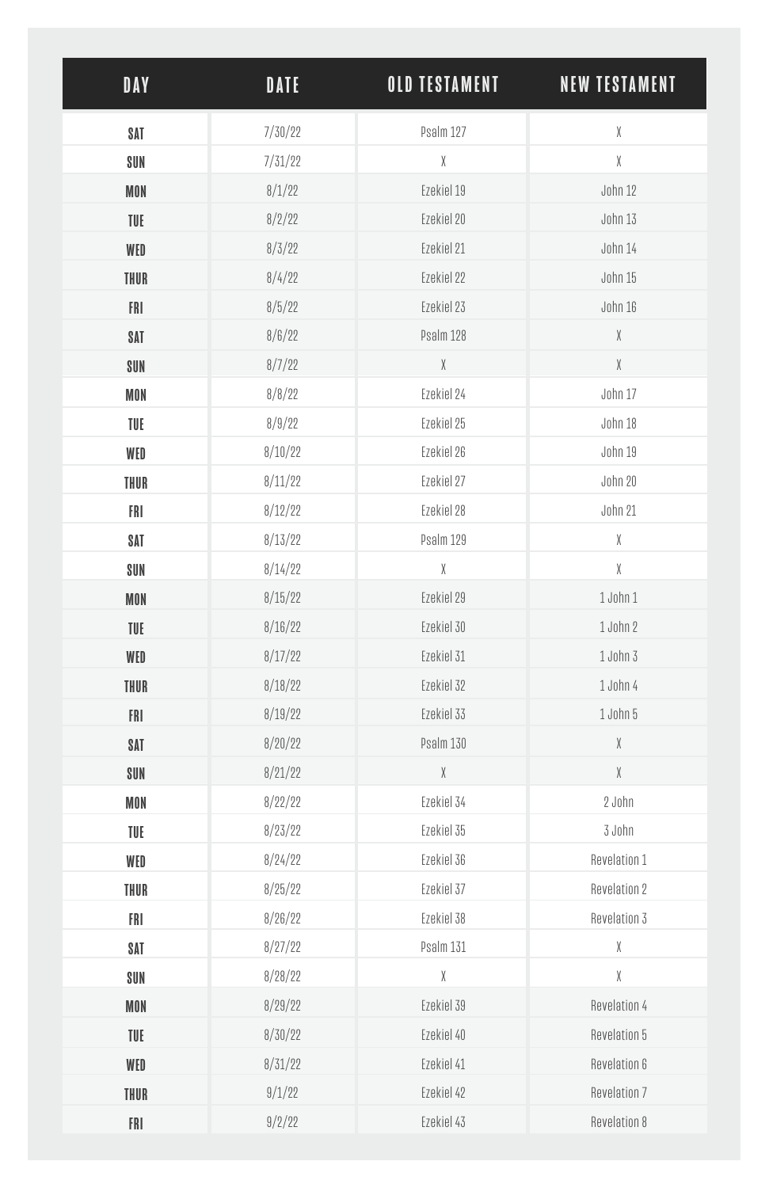| DAY | DATE | OLD TESTAMENT | NEW TESTAMENT |
|---|---|---|---|
| SAT | 7/30/22 | Psalm 127 | X |
| SUN | 7/31/22 | X | X |
| MON | 8/1/22 | Ezekiel 19 | John 12 |
| TUE | 8/2/22 | Ezekiel 20 | John 13 |
| WED | 8/3/22 | Ezekiel 21 | John 14 |
| THUR | 8/4/22 | Ezekiel 22 | John 15 |
| FRI | 8/5/22 | Ezekiel 23 | John 16 |
| SAT | 8/6/22 | Psalm 128 | X |
| SUN | 8/7/22 | X | X |
| MON | 8/8/22 | Ezekiel 24 | John 17 |
| TUE | 8/9/22 | Ezekiel 25 | John 18 |
| WED | 8/10/22 | Ezekiel 26 | John 19 |
| THUR | 8/11/22 | Ezekiel 27 | John 20 |
| FRI | 8/12/22 | Ezekiel 28 | John 21 |
| SAT | 8/13/22 | Psalm 129 | X |
| SUN | 8/14/22 | X | X |
| MON | 8/15/22 | Ezekiel 29 | 1 John 1 |
| TUE | 8/16/22 | Ezekiel 30 | 1 John 2 |
| WED | 8/17/22 | Ezekiel 31 | 1 John 3 |
| THUR | 8/18/22 | Ezekiel 32 | 1 John 4 |
| FRI | 8/19/22 | Ezekiel 33 | 1 John 5 |
| SAT | 8/20/22 | Psalm 130 | X |
| SUN | 8/21/22 | X | X |
| MON | 8/22/22 | Ezekiel 34 | 2 John |
| TUE | 8/23/22 | Ezekiel 35 | 3 John |
| WED | 8/24/22 | Ezekiel 36 | Revelation 1 |
| THUR | 8/25/22 | Ezekiel 37 | Revelation 2 |
| FRI | 8/26/22 | Ezekiel 38 | Revelation 3 |
| SAT | 8/27/22 | Psalm 131 | X |
| SUN | 8/28/22 | X | X |
| MON | 8/29/22 | Ezekiel 39 | Revelation 4 |
| TUE | 8/30/22 | Ezekiel 40 | Revelation 5 |
| WED | 8/31/22 | Ezekiel 41 | Revelation 6 |
| THUR | 9/1/22 | Ezekiel 42 | Revelation 7 |
| FRI | 9/2/22 | Ezekiel 43 | Revelation 8 |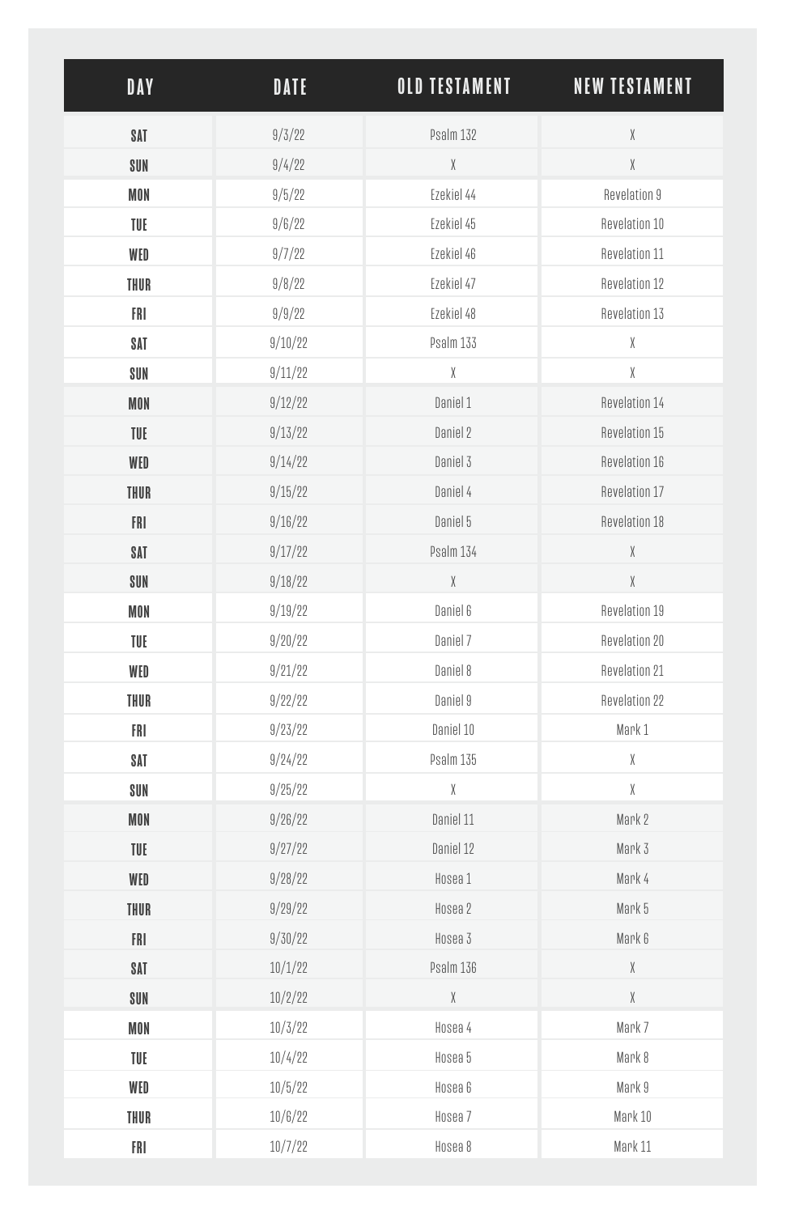| DAY | DATE | OLD TESTAMENT | NEW TESTAMENT |
| --- | --- | --- | --- |
| SAT | 9/3/22 | Psalm 132 | X |
| SUN | 9/4/22 | X | X |
| MON | 9/5/22 | Ezekiel 44 | Revelation 9 |
| TUE | 9/6/22 | Ezekiel 45 | Revelation 10 |
| WED | 9/7/22 | Ezekiel 46 | Revelation 11 |
| THUR | 9/8/22 | Ezekiel 47 | Revelation 12 |
| FRI | 9/9/22 | Ezekiel 48 | Revelation 13 |
| SAT | 9/10/22 | Psalm 133 | X |
| SUN | 9/11/22 | X | X |
| MON | 9/12/22 | Daniel 1 | Revelation 14 |
| TUE | 9/13/22 | Daniel 2 | Revelation 15 |
| WED | 9/14/22 | Daniel 3 | Revelation 16 |
| THUR | 9/15/22 | Daniel 4 | Revelation 17 |
| FRI | 9/16/22 | Daniel 5 | Revelation 18 |
| SAT | 9/17/22 | Psalm 134 | X |
| SUN | 9/18/22 | X | X |
| MON | 9/19/22 | Daniel 6 | Revelation 19 |
| TUE | 9/20/22 | Daniel 7 | Revelation 20 |
| WED | 9/21/22 | Daniel 8 | Revelation 21 |
| THUR | 9/22/22 | Daniel 9 | Revelation 22 |
| FRI | 9/23/22 | Daniel 10 | Mark 1 |
| SAT | 9/24/22 | Psalm 135 | X |
| SUN | 9/25/22 | X | X |
| MON | 9/26/22 | Daniel 11 | Mark 2 |
| TUE | 9/27/22 | Daniel 12 | Mark 3 |
| WED | 9/28/22 | Hosea 1 | Mark 4 |
| THUR | 9/29/22 | Hosea 2 | Mark 5 |
| FRI | 9/30/22 | Hosea 3 | Mark 6 |
| SAT | 10/1/22 | Psalm 136 | X |
| SUN | 10/2/22 | X | X |
| MON | 10/3/22 | Hosea 4 | Mark 7 |
| TUE | 10/4/22 | Hosea 5 | Mark 8 |
| WED | 10/5/22 | Hosea 6 | Mark 9 |
| THUR | 10/6/22 | Hosea 7 | Mark 10 |
| FRI | 10/7/22 | Hosea 8 | Mark 11 |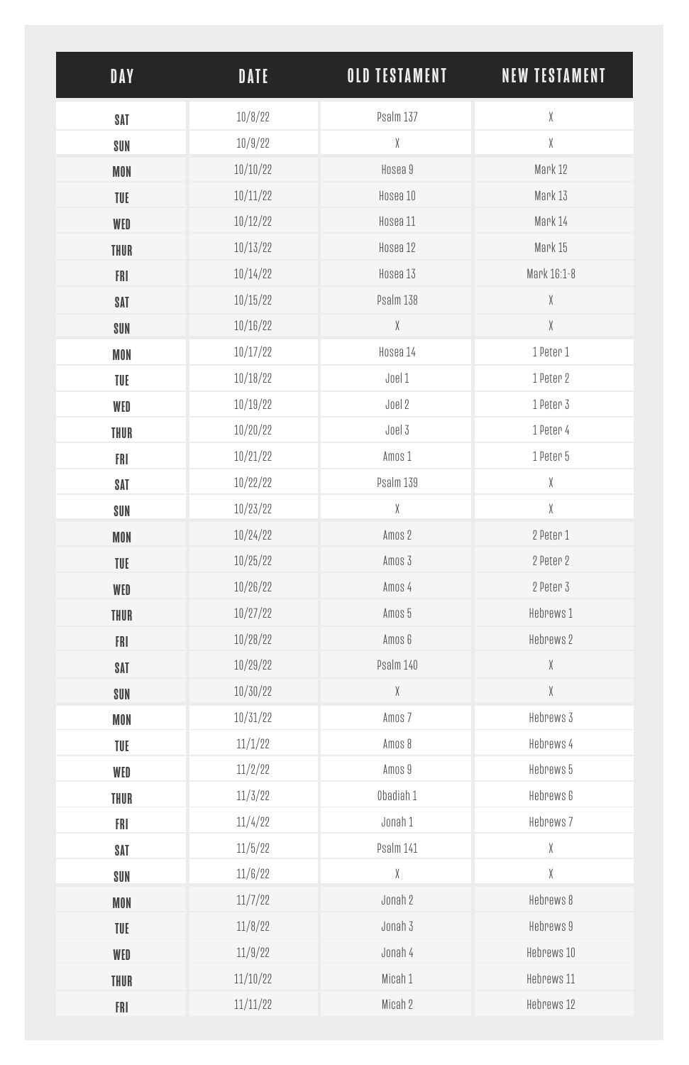| DAY | DATE | OLD TESTAMENT | NEW TESTAMENT |
|---|---|---|---|
| SAT | 10/8/22 | Psalm 137 | X |
| SUN | 10/9/22 | X | X |
| MON | 10/10/22 | Hosea 9 | Mark 12 |
| TUE | 10/11/22 | Hosea 10 | Mark 13 |
| WED | 10/12/22 | Hosea 11 | Mark 14 |
| THUR | 10/13/22 | Hosea 12 | Mark 15 |
| FRI | 10/14/22 | Hosea 13 | Mark 16:1-8 |
| SAT | 10/15/22 | Psalm 138 | X |
| SUN | 10/16/22 | X | X |
| MON | 10/17/22 | Hosea 14 | 1 Peter 1 |
| TUE | 10/18/22 | Joel 1 | 1 Peter 2 |
| WED | 10/19/22 | Joel 2 | 1 Peter 3 |
| THUR | 10/20/22 | Joel 3 | 1 Peter 4 |
| FRI | 10/21/22 | Amos 1 | 1 Peter 5 |
| SAT | 10/22/22 | Psalm 139 | X |
| SUN | 10/23/22 | X | X |
| MON | 10/24/22 | Amos 2 | 2 Peter 1 |
| TUE | 10/25/22 | Amos 3 | 2 Peter 2 |
| WED | 10/26/22 | Amos 4 | 2 Peter 3 |
| THUR | 10/27/22 | Amos 5 | Hebrews 1 |
| FRI | 10/28/22 | Amos 6 | Hebrews 2 |
| SAT | 10/29/22 | Psalm 140 | X |
| SUN | 10/30/22 | X | X |
| MON | 10/31/22 | Amos 7 | Hebrews 3 |
| TUE | 11/1/22 | Amos 8 | Hebrews 4 |
| WED | 11/2/22 | Amos 9 | Hebrews 5 |
| THUR | 11/3/22 | Obadiah 1 | Hebrews 6 |
| FRI | 11/4/22 | Jonah 1 | Hebrews 7 |
| SAT | 11/5/22 | Psalm 141 | X |
| SUN | 11/6/22 | X | X |
| MON | 11/7/22 | Jonah 2 | Hebrews 8 |
| TUE | 11/8/22 | Jonah 3 | Hebrews 9 |
| WED | 11/9/22 | Jonah 4 | Hebrews 10 |
| THUR | 11/10/22 | Micah 1 | Hebrews 11 |
| FRI | 11/11/22 | Micah 2 | Hebrews 12 |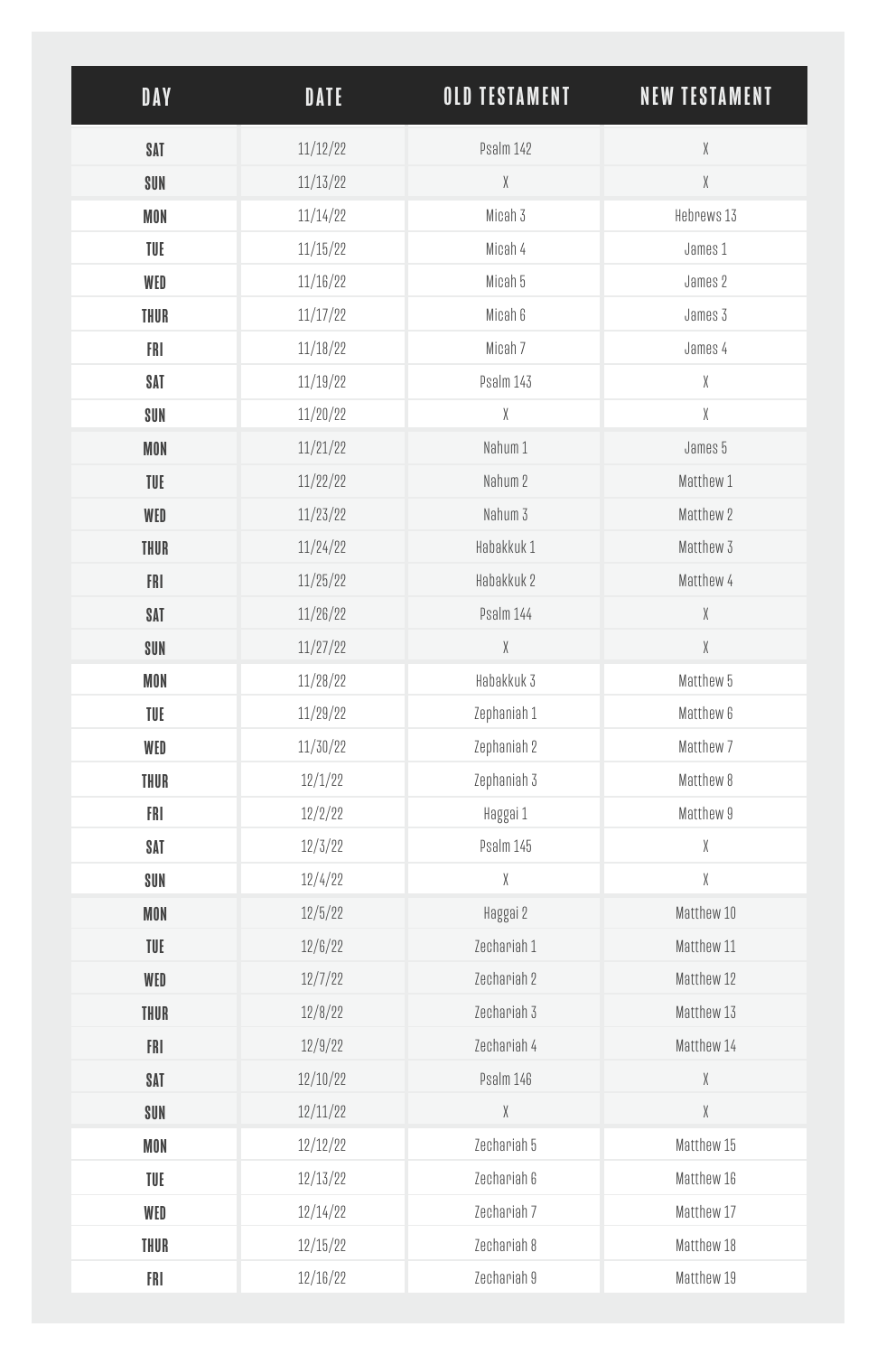| DAY | DATE | OLD TESTAMENT | NEW TESTAMENT |
| --- | --- | --- | --- |
| SAT | 11/12/22 | Psalm 142 | X |
| SUN | 11/13/22 | X | X |
| MON | 11/14/22 | Micah 3 | Hebrews 13 |
| TUE | 11/15/22 | Micah 4 | James 1 |
| WED | 11/16/22 | Micah 5 | James 2 |
| THUR | 11/17/22 | Micah 6 | James 3 |
| FRI | 11/18/22 | Micah 7 | James 4 |
| SAT | 11/19/22 | Psalm 143 | X |
| SUN | 11/20/22 | X | X |
| MON | 11/21/22 | Nahum 1 | James 5 |
| TUE | 11/22/22 | Nahum 2 | Matthew 1 |
| WED | 11/23/22 | Nahum 3 | Matthew 2 |
| THUR | 11/24/22 | Habakkuk 1 | Matthew 3 |
| FRI | 11/25/22 | Habakkuk 2 | Matthew 4 |
| SAT | 11/26/22 | Psalm 144 | X |
| SUN | 11/27/22 | X | X |
| MON | 11/28/22 | Habakkuk 3 | Matthew 5 |
| TUE | 11/29/22 | Zephaniah 1 | Matthew 6 |
| WED | 11/30/22 | Zephaniah 2 | Matthew 7 |
| THUR | 12/1/22 | Zephaniah 3 | Matthew 8 |
| FRI | 12/2/22 | Haggai 1 | Matthew 9 |
| SAT | 12/3/22 | Psalm 145 | X |
| SUN | 12/4/22 | X | X |
| MON | 12/5/22 | Haggai 2 | Matthew 10 |
| TUE | 12/6/22 | Zechariah 1 | Matthew 11 |
| WED | 12/7/22 | Zechariah 2 | Matthew 12 |
| THUR | 12/8/22 | Zechariah 3 | Matthew 13 |
| FRI | 12/9/22 | Zechariah 4 | Matthew 14 |
| SAT | 12/10/22 | Psalm 146 | X |
| SUN | 12/11/22 | X | X |
| MON | 12/12/22 | Zechariah 5 | Matthew 15 |
| TUE | 12/13/22 | Zechariah 6 | Matthew 16 |
| WED | 12/14/22 | Zechariah 7 | Matthew 17 |
| THUR | 12/15/22 | Zechariah 8 | Matthew 18 |
| FRI | 12/16/22 | Zechariah 9 | Matthew 19 |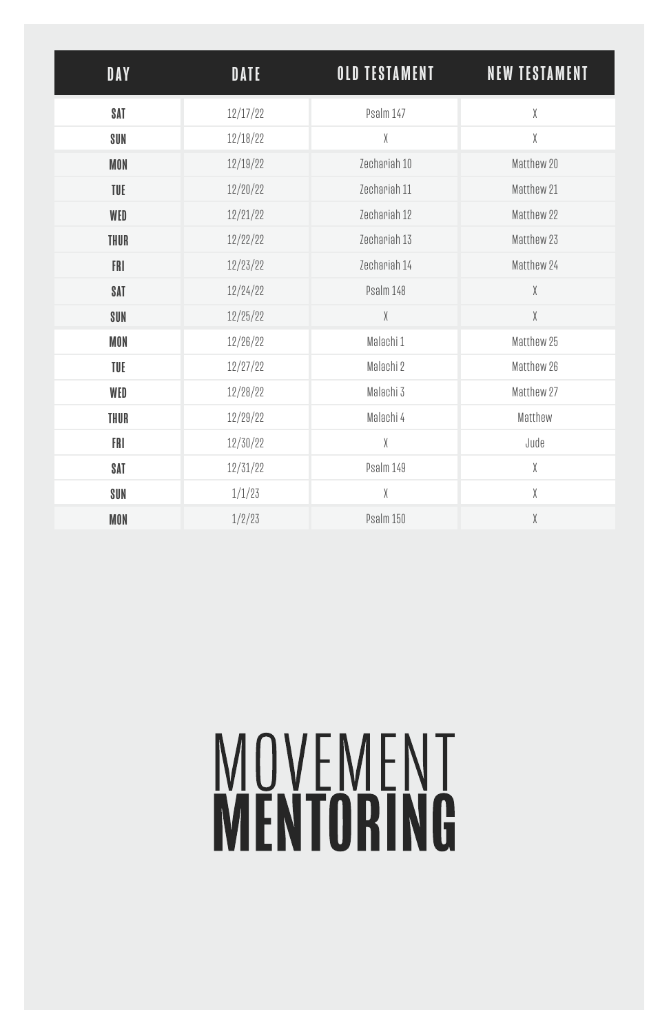| DAY | DATE | OLD TESTAMENT | NEW TESTAMENT |
|---|---|---|---|
| SAT | 12/17/22 | Psalm 147 | X |
| SUN | 12/18/22 | X | X |
| MON | 12/19/22 | Zechariah 10 | Matthew 20 |
| TUE | 12/20/22 | Zechariah 11 | Matthew 21 |
| WED | 12/21/22 | Zechariah 12 | Matthew 22 |
| THUR | 12/22/22 | Zechariah 13 | Matthew 23 |
| FRI | 12/23/22 | Zechariah 14 | Matthew 24 |
| SAT | 12/24/22 | Psalm 148 | X |
| SUN | 12/25/22 | X | X |
| MON | 12/26/22 | Malachi 1 | Matthew 25 |
| TUE | 12/27/22 | Malachi 2 | Matthew 26 |
| WED | 12/28/22 | Malachi 3 | Matthew 27 |
| THUR | 12/29/22 | Malachi 4 | Matthew |
| FRI | 12/30/22 | X | Jude |
| SAT | 12/31/22 | Psalm 149 | X |
| SUN | 1/1/23 | X | X |
| MON | 1/2/23 | Psalm 150 | X |

MOVEMENT
**MENTORING**